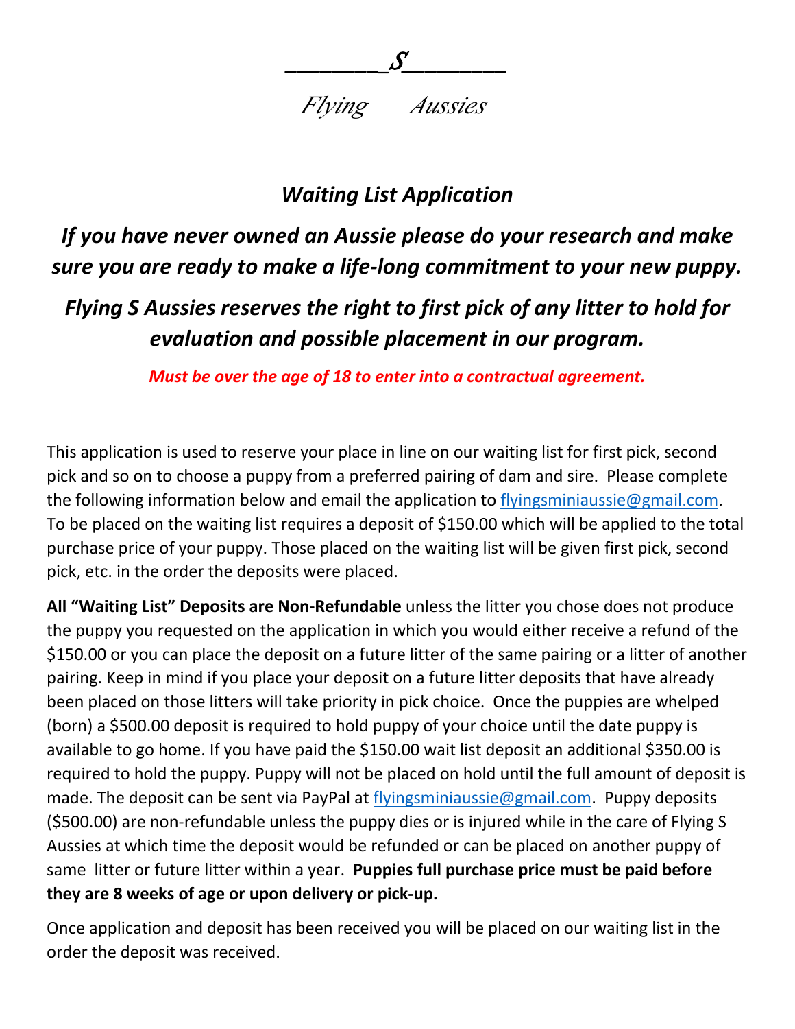**_______S_______**

*Flying Aussies*

## *Waiting List Application*

### *If you have never owned an Aussie please do your research and make sure you are ready to make a life-long commitment to your new puppy.*

### *Flying S Aussies reserves the right to first pick of any litter to hold for evaluation and possible placement in our program.*

***Must be over the age of 18 to enter into a contractual agreement.***

This application is used to reserve your place in line on our waiting list for first pick, second pick and so on to choose a puppy from a preferred pairing of dam and sire. Please complete the following information below and email the application to flyingsminiaussie@gmail.com. To be placed on the waiting list requires a deposit of $150.00 which will be applied to the total purchase price of your puppy. Those placed on the waiting list will be given first pick, second pick, etc. in the order the deposits were placed.

**All "Waiting List" Deposits are Non-Refundable** unless the litter you chose does not produce the puppy you requested on the application in which you would either receive a refund of the $150.00 or you can place the deposit on a future litter of the same pairing or a litter of another pairing. Keep in mind if you place your deposit on a future litter deposits that have already been placed on those litters will take priority in pick choice. Once the puppies are whelped (born) a $500.00 deposit is required to hold puppy of your choice until the date puppy is available to go home. If you have paid the $150.00 wait list deposit an additional $350.00 is required to hold the puppy. Puppy will not be placed on hold until the full amount of deposit is made. The deposit can be sent via PayPal at flyingsminiaussie@gmail.com. Puppy deposits ($500.00) are non-refundable unless the puppy dies or is injured while in the care of Flying S Aussies at which time the deposit would be refunded or can be placed on another puppy of same litter or future litter within a year. **Puppies full purchase price must be paid before they are 8 weeks of age or upon delivery or pick-up.**

Once application and deposit has been received you will be placed on our waiting list in the order the deposit was received.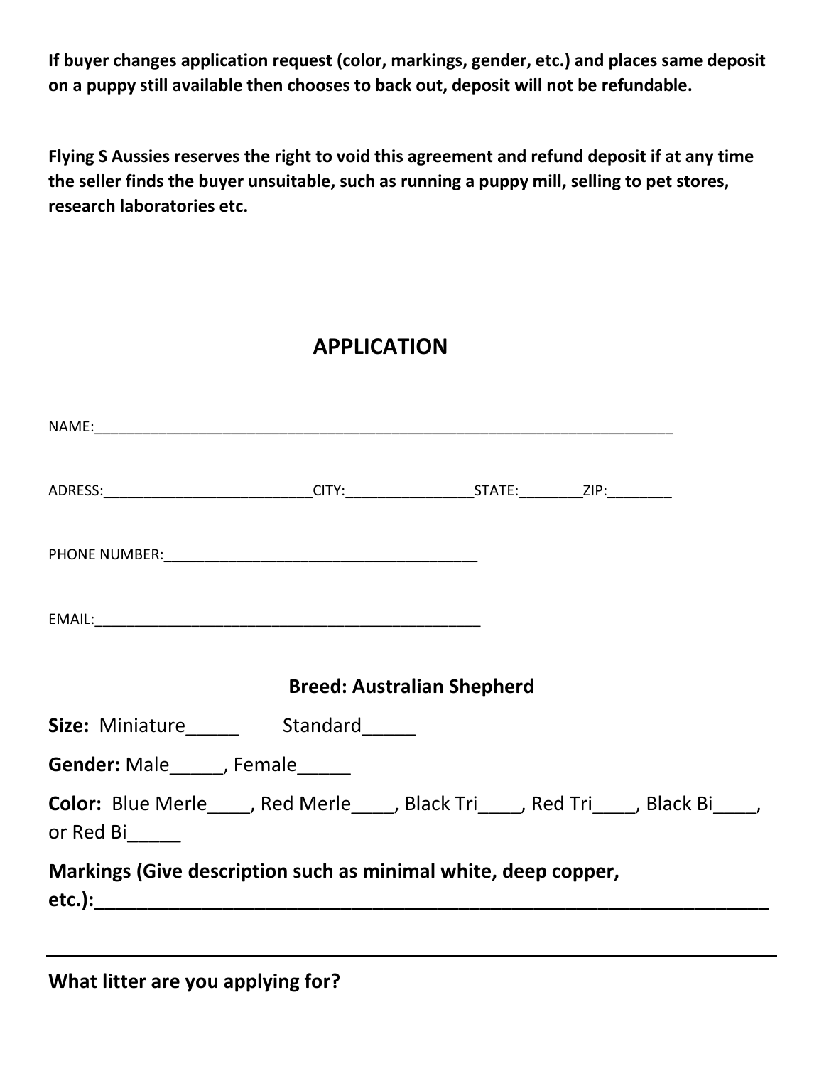**If buyer changes application request (color, markings, gender, etc.) and places same deposit on a puppy still available then chooses to back out, deposit will not be refundable.**

**Flying S Aussies reserves the right to void this agreement and refund deposit if at any time the seller finds the buyer unsuitable, such as running a puppy mill, selling to pet stores, research laboratories etc.**

## APPLICATION

NAME:___________________________________________________________________________

ADRESS:__________________________CITY:________________STATE:________ZIP:________

PHONE NUMBER:________________________________________

EMAIL:__________________________________________________

### Breed: Australian Shepherd

**Size:** Miniature_____ Standard_____

**Gender:** Male_____, Female_____

**Color:** Blue Merle____, Red Merle____, Black Tri____, Red Tri____, Black Bi____, or Red Bi_____

**Markings (Give description such as minimal white, deep copper, etc.):________________________________________________________________**

---

**What litter are you applying for?**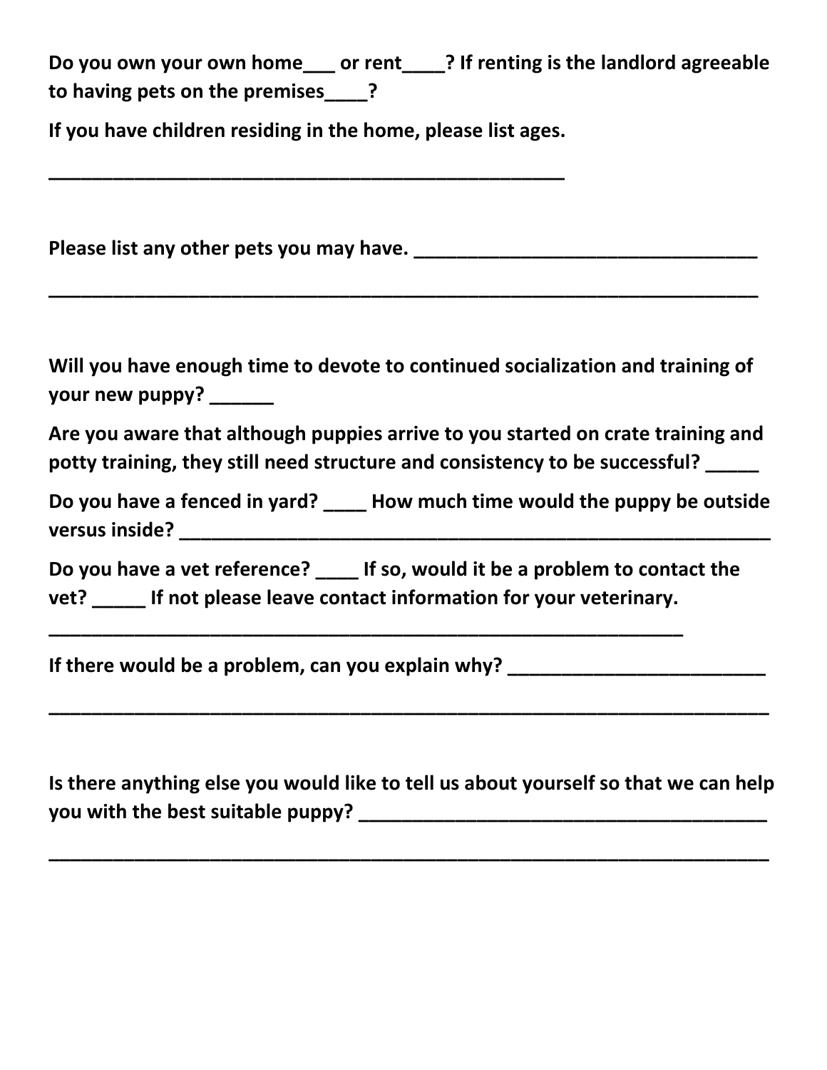**Do you own your own home___ or rent____? If renting is the landlord agreeable to having pets on the premises____?**

**If you have children residing in the home, please list ages.**

**_______________________________________________**

**Please list any other pets you may have. ________________________________**

**_________________________________________________________________**

**Will you have enough time to devote to continued socialization and training of your new puppy? ______**

**Are you aware that although puppies arrive to you started on crate training and potty training, they still need structure and consistency to be successful? _____**

**Do you have a fenced in yard? ____ How much time would the puppy be outside versus inside? ___________________________________________________**

**Do you have a vet reference? ____ If so, would it be a problem to contact the vet? _____ If not please leave contact information for your veterinary.**

**__________________________________________________________**

**If there would be a problem, can you explain why? _________________________**

**_________________________________________________________________**

**Is there anything else you would like to tell us about yourself so that we can help you with the best suitable puppy? _______________________________________**

**_________________________________________________________________**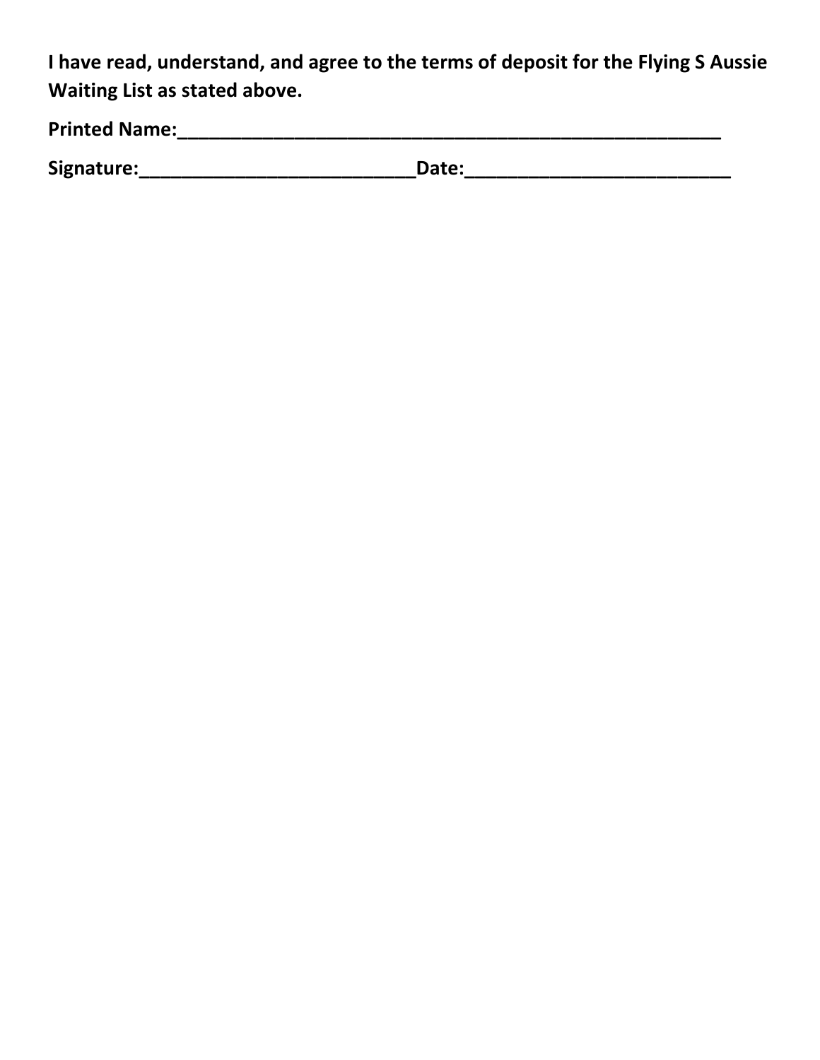**I have read, understand, and agree to the terms of deposit for the Flying S Aussie Waiting List as stated above.**

**Printed Name:_______________________________________________________**

**Signature:____________________________Date:__________________________**